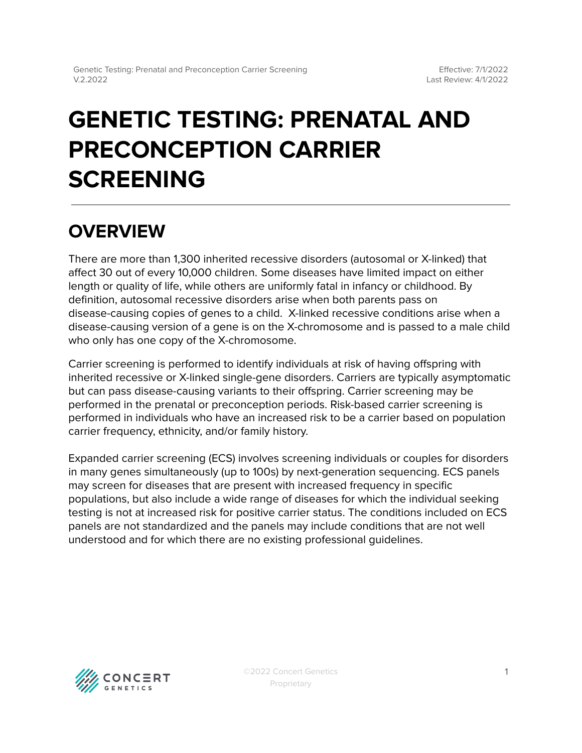# GENETIC TESTING: PRENATAL AND PRECONCEPTION CARRIER SCREENING

## OVERVIEW

There are more than 1,300 inherited recessive disorders (autosomal or X-linked) that affect 30 out of every 10,000 children. Some diseases have limited impact on either length or quality of life, while others are uniformly fatal in infancy or childhood. By definition, autosomal recessive disorders arise when both parents pass on disease-causing copies of genes to a child. X-linked recessive conditions arise when a disease-causing version of a gene is on the X-chromosome and is passed to a male child who only has one copy of the X-chromosome.

Carrier screening is performed to identify individuals at risk of having offspring with inherited recessive or X-linked single-gene disorders. Carriers are typically asymptomatic but can pass disease-causing variants to their offspring. Carrier screening may be performed in the prenatal or preconception periods. Risk-based carrier screening is performed in individuals who have an increased risk to be a carrier based on population carrier frequency, ethnicity, and/or family history.

Expanded carrier screening (ECS) involves screening individuals or couples for disorders in many genes simultaneously (up to 100s) by next-generation sequencing. ECS panels may screen for diseases that are present with increased frequency in specific populations, but also include a wide range of diseases for which the individual seeking testing is not at increased risk for positive carrier status. The conditions included on ECS panels are not standardized and the panels may include conditions that are not well understood and for which there are no existing professional guidelines.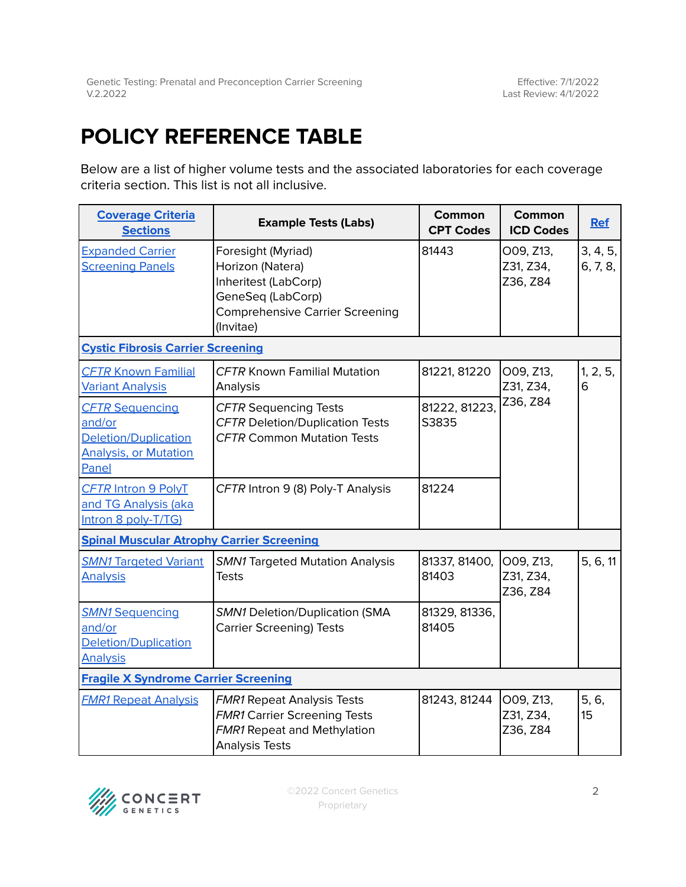# POLICY REFERENCE TABLE

Below are a list of higher volume tests and the associated laboratories for each coverage criteria section. This list is not all inclusive.

| Coverage Criteria Sections | Example Tests (Labs) | Common CPT Codes | Common ICD Codes | Ref |
|---|---|---|---|---|
| Expanded Carrier Screening Panels | Foresight (Myriad)<br>Horizon (Natera)<br>Inheritest (LabCorp)<br>GeneSeq (LabCorp)<br>Comprehensive Carrier Screening (Invitae) | 81443 | O09, Z13, Z31, Z34, Z36, Z84 | 3, 4, 5, 6, 7, 8, |
| **Cystic Fibrosis Carrier Screening** | | | | |
| *CFTR* Known Familial Variant Analysis | *CFTR* Known Familial Mutation Analysis | 81221, 81220 | O09, Z13, Z31, Z34, Z36, Z84 | 1, 2, 5, 6 |
| *CFTR* Sequencing and/or Deletion/Duplication Analysis, or Mutation Panel | *CFTR* Sequencing Tests<br>*CFTR* Deletion/Duplication Tests<br>*CFTR* Common Mutation Tests | 81222, 81223, S3835 | | |
| *CFTR* Intron 9 PolyT and TG Analysis (aka Intron 8 poly-T/TG) | *CFTR* Intron 9 (8) Poly-T Analysis | 81224 | | |
| **Spinal Muscular Atrophy Carrier Screening** | | | | |
| *SMN1* Targeted Variant Analysis | *SMN1* Targeted Mutation Analysis Tests | 81337, 81400, 81403 | O09, Z13, Z31, Z34, Z36, Z84 | 5, 6, 11 |
| *SMN1* Sequencing and/or Deletion/Duplication Analysis | *SMN1* Deletion/Duplication (SMA Carrier Screening) Tests | 81329, 81336, 81405 | | |
| **Fragile X Syndrome Carrier Screening** | | | | |
| *FMR1* Repeat Analysis | *FMR1* Repeat Analysis Tests<br>*FMR1* Carrier Screening Tests<br>*FMR1* Repeat and Methylation Analysis Tests | 81243, 81244 | O09, Z13, Z31, Z34, Z36, Z84 | 5, 6, 15 |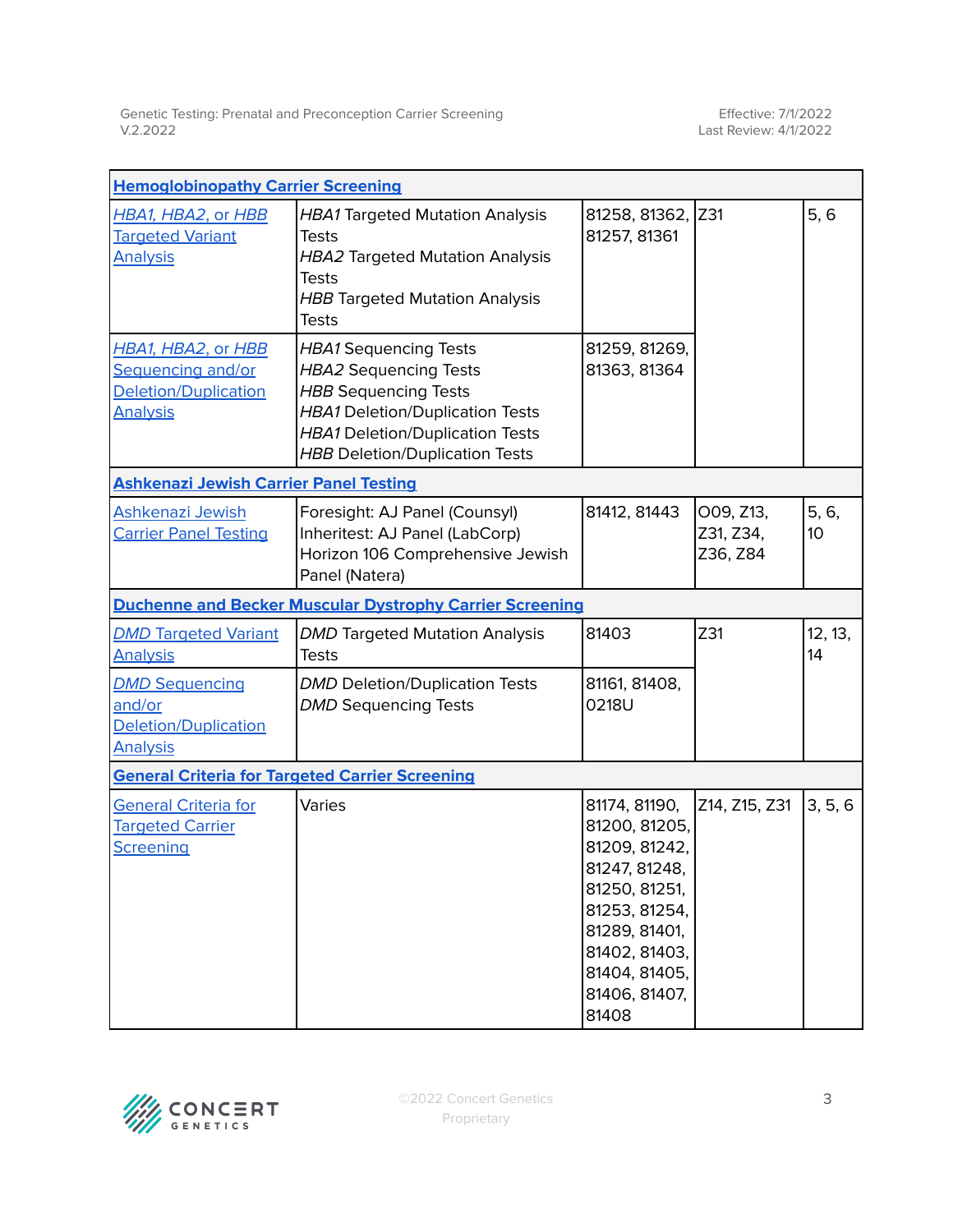| Hemoglobinopathy Carrier Screening | | | | |
|---|---|---|---|---|
| *HBA1, HBA2, or HBB* Targeted Variant Analysis | *HBA1* Targeted Mutation Analysis Tests<br>*HBA2* Targeted Mutation Analysis Tests<br>*HBB* Targeted Mutation Analysis Tests | 81258, 81362, 81257, 81361 | Z31 | 5, 6 |
| *HBA1, HBA2, or HBB* Sequencing and/or Deletion/Duplication Analysis | *HBA1* Sequencing Tests<br>*HBA2* Sequencing Tests<br>*HBB* Sequencing Tests<br>*HBA1* Deletion/Duplication Tests<br>*HBA1* Deletion/Duplication Tests<br>*HBB* Deletion/Duplication Tests | 81259, 81269, 81363, 81364 | | |
| **Ashkenazi Jewish Carrier Panel Testing** | | | | |
| Ashkenazi Jewish Carrier Panel Testing | Foresight: AJ Panel (Counsyl)<br>Inheritest: AJ Panel (LabCorp)<br>Horizon 106 Comprehensive Jewish Panel (Natera) | 81412, 81443 | O09, Z13, Z31, Z34, Z36, Z84 | 5, 6, 10 |
| **Duchenne and Becker Muscular Dystrophy Carrier Screening** | | | | |
| *DMD* Targeted Variant Analysis | *DMD* Targeted Mutation Analysis Tests | 81403 | Z31 | 12, 13, 14 |
| *DMD* Sequencing and/or Deletion/Duplication Analysis | *DMD* Deletion/Duplication Tests<br>*DMD* Sequencing Tests | 81161, 81408, 0218U | | |
| **General Criteria for Targeted Carrier Screening** | | | | |
| General Criteria for Targeted Carrier Screening | Varies | 81174, 81190, 81200, 81205, 81209, 81242, 81247, 81248, 81250, 81251, 81253, 81254, 81289, 81401, 81402, 81403, 81404, 81405, 81406, 81407, 81408 | Z14, Z15, Z31 | 3, 5, 6 |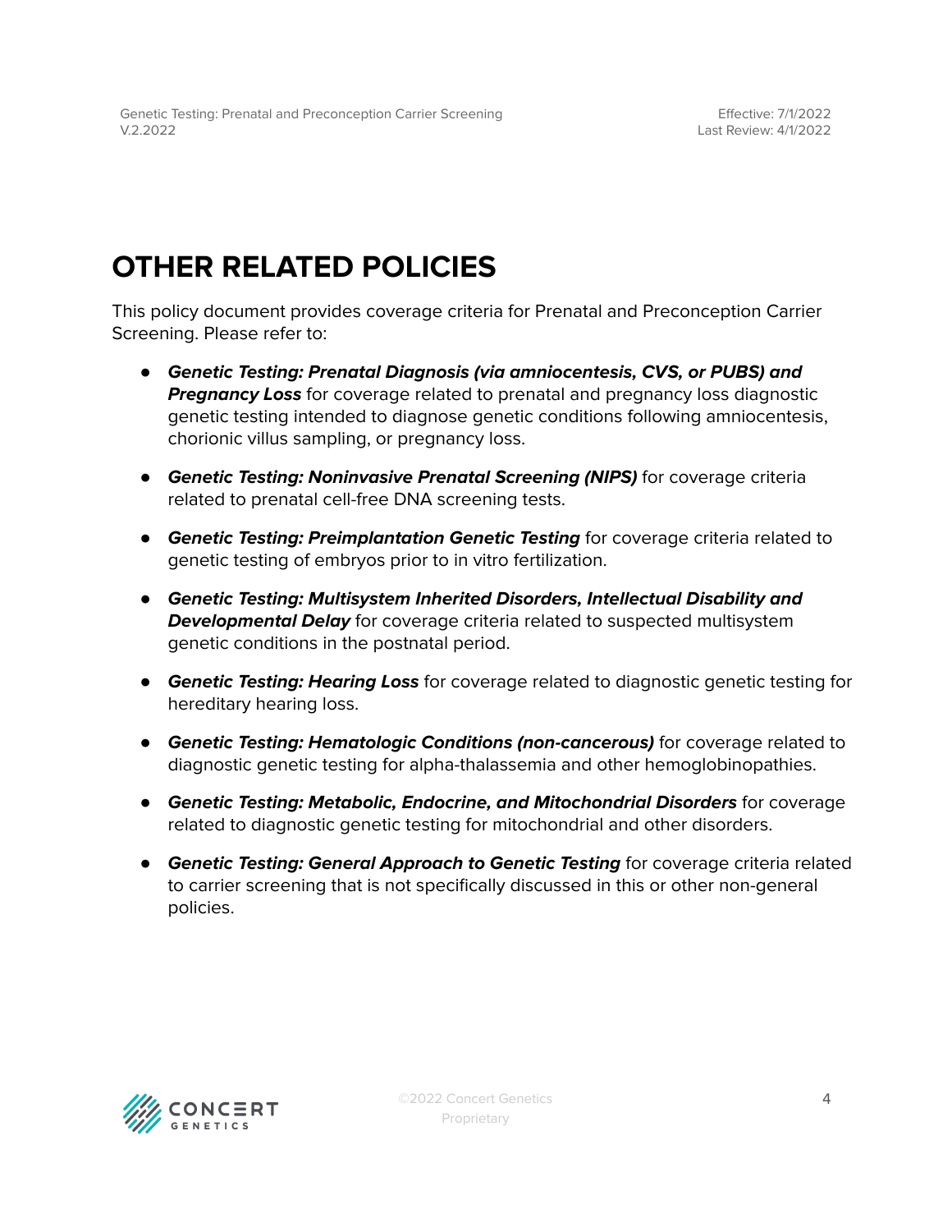# OTHER RELATED POLICIES

This policy document provides coverage criteria for Prenatal and Preconception Carrier Screening. Please refer to:

- ***Genetic Testing: Prenatal Diagnosis (via amniocentesis, CVS, or PUBS) and Pregnancy Loss*** for coverage related to prenatal and pregnancy loss diagnostic genetic testing intended to diagnose genetic conditions following amniocentesis, chorionic villus sampling, or pregnancy loss.
- ***Genetic Testing: Noninvasive Prenatal Screening (NIPS)*** for coverage criteria related to prenatal cell-free DNA screening tests.
- ***Genetic Testing: Preimplantation Genetic Testing*** for coverage criteria related to genetic testing of embryos prior to in vitro fertilization.
- ***Genetic Testing: Multisystem Inherited Disorders, Intellectual Disability and Developmental Delay*** for coverage criteria related to suspected multisystem genetic conditions in the postnatal period.
- ***Genetic Testing: Hearing Loss*** for coverage related to diagnostic genetic testing for hereditary hearing loss.
- ***Genetic Testing: Hematologic Conditions (non-cancerous)*** for coverage related to diagnostic genetic testing for alpha-thalassemia and other hemoglobinopathies.
- ***Genetic Testing: Metabolic, Endocrine, and Mitochondrial Disorders*** for coverage related to diagnostic genetic testing for mitochondrial and other disorders.
- ***Genetic Testing: General Approach to Genetic Testing*** for coverage criteria related to carrier screening that is not specifically discussed in this or other non-general policies.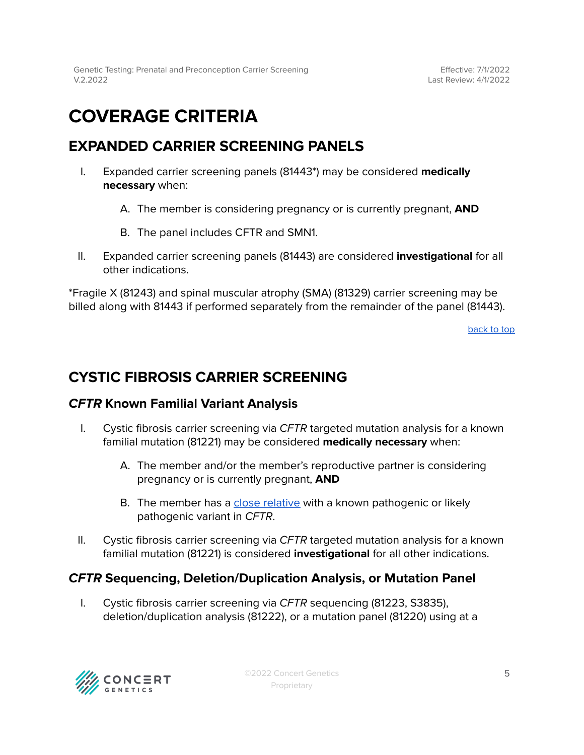# COVERAGE CRITERIA

## EXPANDED CARRIER SCREENING PANELS

I. Expanded carrier screening panels (81443*) may be considered **medically necessary** when:

   A. The member is considering pregnancy or is currently pregnant, **AND**

   B. The panel includes CFTR and SMN1.

II. Expanded carrier screening panels (81443) are considered **investigational** for all other indications.

*Fragile X (81243) and spinal muscular atrophy (SMA) (81329) carrier screening may be billed along with 81443 if performed separately from the remainder of the panel (81443).

back to top

## CYSTIC FIBROSIS CARRIER SCREENING

### *CFTR* Known Familial Variant Analysis

I. Cystic fibrosis carrier screening via *CFTR* targeted mutation analysis for a known familial mutation (81221) may be considered **medically necessary** when:

   A. The member and/or the member's reproductive partner is considering pregnancy or is currently pregnant, **AND**

   B. The member has a close relative with a known pathogenic or likely pathogenic variant in *CFTR*.

II. Cystic fibrosis carrier screening via *CFTR* targeted mutation analysis for a known familial mutation (81221) is considered **investigational** for all other indications.

### *CFTR* Sequencing, Deletion/Duplication Analysis, or Mutation Panel

I. Cystic fibrosis carrier screening via *CFTR* sequencing (81223, S3835), deletion/duplication analysis (81222), or a mutation panel (81220) using at a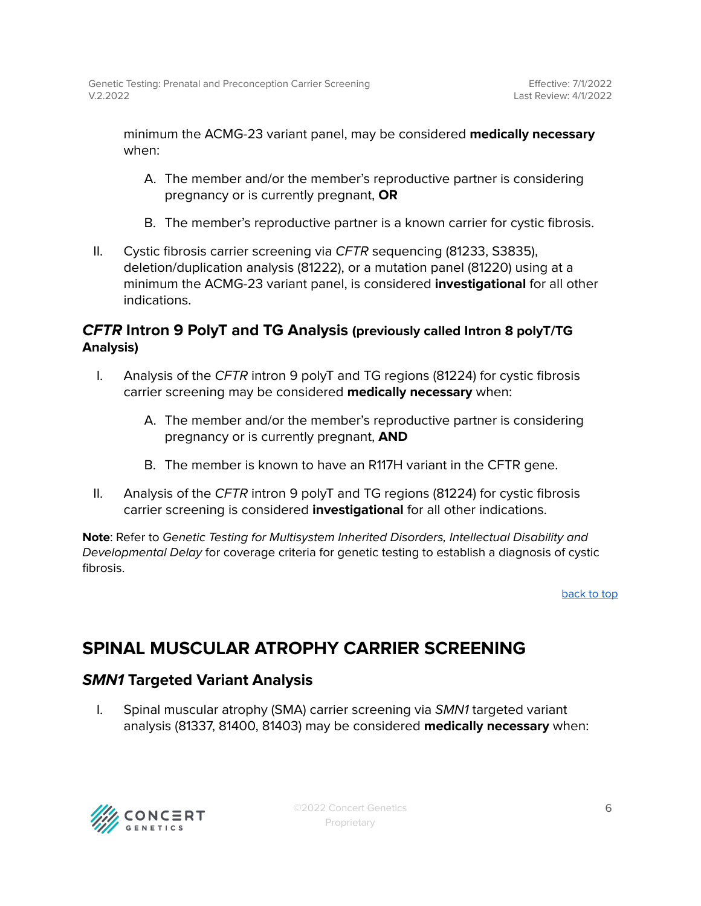minimum the ACMG-23 variant panel, may be considered **medically necessary** when:

   A. The member and/or the member's reproductive partner is considering pregnancy or is currently pregnant, **OR**

   B. The member's reproductive partner is a known carrier for cystic fibrosis.

II. Cystic fibrosis carrier screening via *CFTR* sequencing (81233, S3835), deletion/duplication analysis (81222), or a mutation panel (81220) using at a minimum the ACMG-23 variant panel, is considered **investigational** for all other indications.

### *CFTR* Intron 9 PolyT and TG Analysis (previously called Intron 8 polyT/TG Analysis)

I. Analysis of the *CFTR* intron 9 polyT and TG regions (81224) for cystic fibrosis carrier screening may be considered **medically necessary** when:

   A. The member and/or the member's reproductive partner is considering pregnancy or is currently pregnant, **AND**

   B. The member is known to have an R117H variant in the CFTR gene.

II. Analysis of the *CFTR* intron 9 polyT and TG regions (81224) for cystic fibrosis carrier screening is considered **investigational** for all other indications.

**Note**: Refer to *Genetic Testing for Multisystem Inherited Disorders, Intellectual Disability and Developmental Delay* for coverage criteria for genetic testing to establish a diagnosis of cystic fibrosis.

back to top

## SPINAL MUSCULAR ATROPHY CARRIER SCREENING

### *SMN1* Targeted Variant Analysis

I. Spinal muscular atrophy (SMA) carrier screening via *SMN1* targeted variant analysis (81337, 81400, 81403) may be considered **medically necessary** when: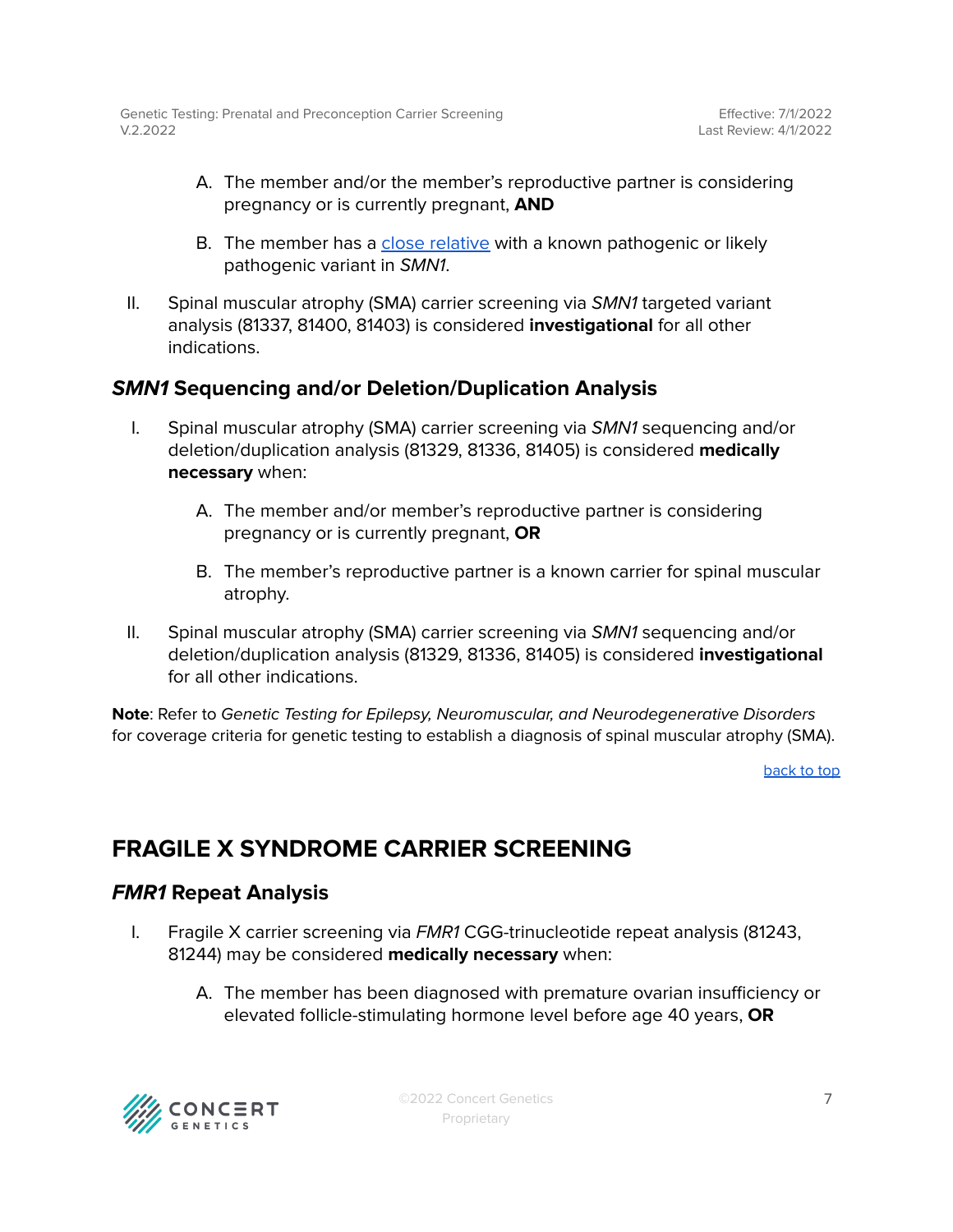A. The member and/or the member's reproductive partner is considering pregnancy or is currently pregnant, **AND**

B. The member has a [close relative](#) with a known pathogenic or likely pathogenic variant in *SMN1*.

II. Spinal muscular atrophy (SMA) carrier screening via *SMN1* targeted variant analysis (81337, 81400, 81403) is considered **investigational** for all other indications.

### *SMN1* Sequencing and/or Deletion/Duplication Analysis

I. Spinal muscular atrophy (SMA) carrier screening via *SMN1* sequencing and/or deletion/duplication analysis (81329, 81336, 81405) is considered **medically necessary** when:

A. The member and/or member's reproductive partner is considering pregnancy or is currently pregnant, **OR**

B. The member's reproductive partner is a known carrier for spinal muscular atrophy.

II. Spinal muscular atrophy (SMA) carrier screening via *SMN1* sequencing and/or deletion/duplication analysis (81329, 81336, 81405) is considered **investigational** for all other indications.

**Note**: Refer to *Genetic Testing for Epilepsy, Neuromuscular, and Neurodegenerative Disorders* for coverage criteria for genetic testing to establish a diagnosis of spinal muscular atrophy (SMA).

[back to top](#)

## FRAGILE X SYNDROME CARRIER SCREENING

### *FMR1* Repeat Analysis

I. Fragile X carrier screening via *FMR1* CGG-trinucleotide repeat analysis (81243, 81244) may be considered **medically necessary** when:

A. The member has been diagnosed with premature ovarian insufficiency or elevated follicle-stimulating hormone level before age 40 years, **OR**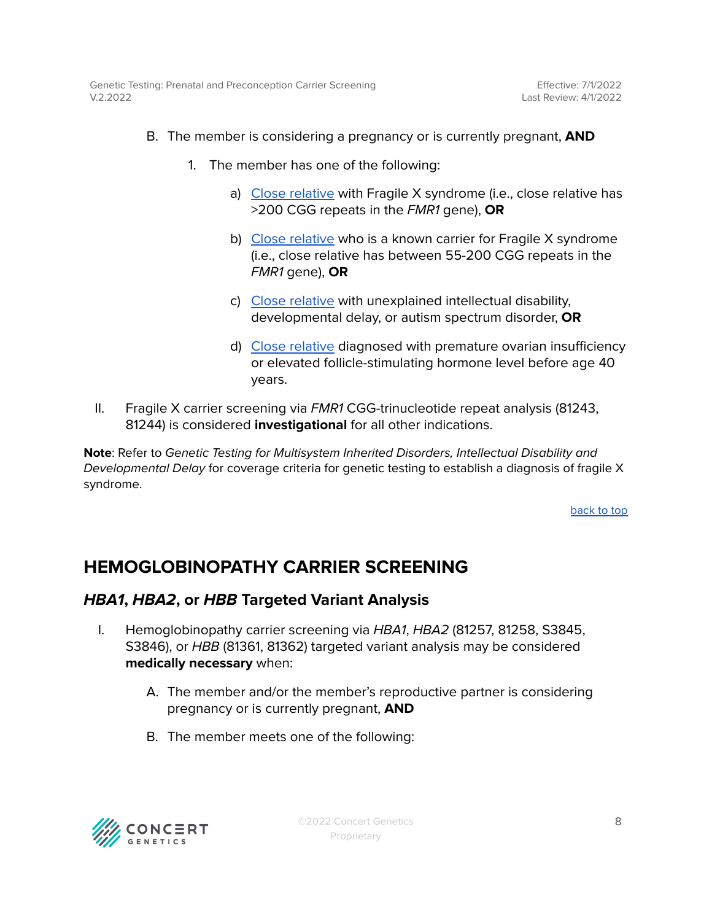B. The member is considering a pregnancy or is currently pregnant, **AND**

1. The member has one of the following:

    a) [Close relative](#) with Fragile X syndrome (i.e., close relative has >200 CGG repeats in the *FMR1* gene), **OR**

    b) [Close relative](#) who is a known carrier for Fragile X syndrome (i.e., close relative has between 55-200 CGG repeats in the *FMR1* gene), **OR**

    c) [Close relative](#) with unexplained intellectual disability, developmental delay, or autism spectrum disorder, **OR**

    d) [Close relative](#) diagnosed with premature ovarian insufficiency or elevated follicle-stimulating hormone level before age 40 years.

II. Fragile X carrier screening via *FMR1* CGG-trinucleotide repeat analysis (81243, 81244) is considered **investigational** for all other indications.

**Note**: Refer to *Genetic Testing for Multisystem Inherited Disorders, Intellectual Disability and Developmental Delay* for coverage criteria for genetic testing to establish a diagnosis of fragile X syndrome.

[back to top](#)

## HEMOGLOBINOPATHY CARRIER SCREENING

### *HBA1*, *HBA2*, or *HBB* Targeted Variant Analysis

I. Hemoglobinopathy carrier screening via *HBA1*, *HBA2* (81257, 81258, S3845, S3846), or *HBB* (81361, 81362) targeted variant analysis may be considered **medically necessary** when:

A. The member and/or the member's reproductive partner is considering pregnancy or is currently pregnant, **AND**

B. The member meets one of the following: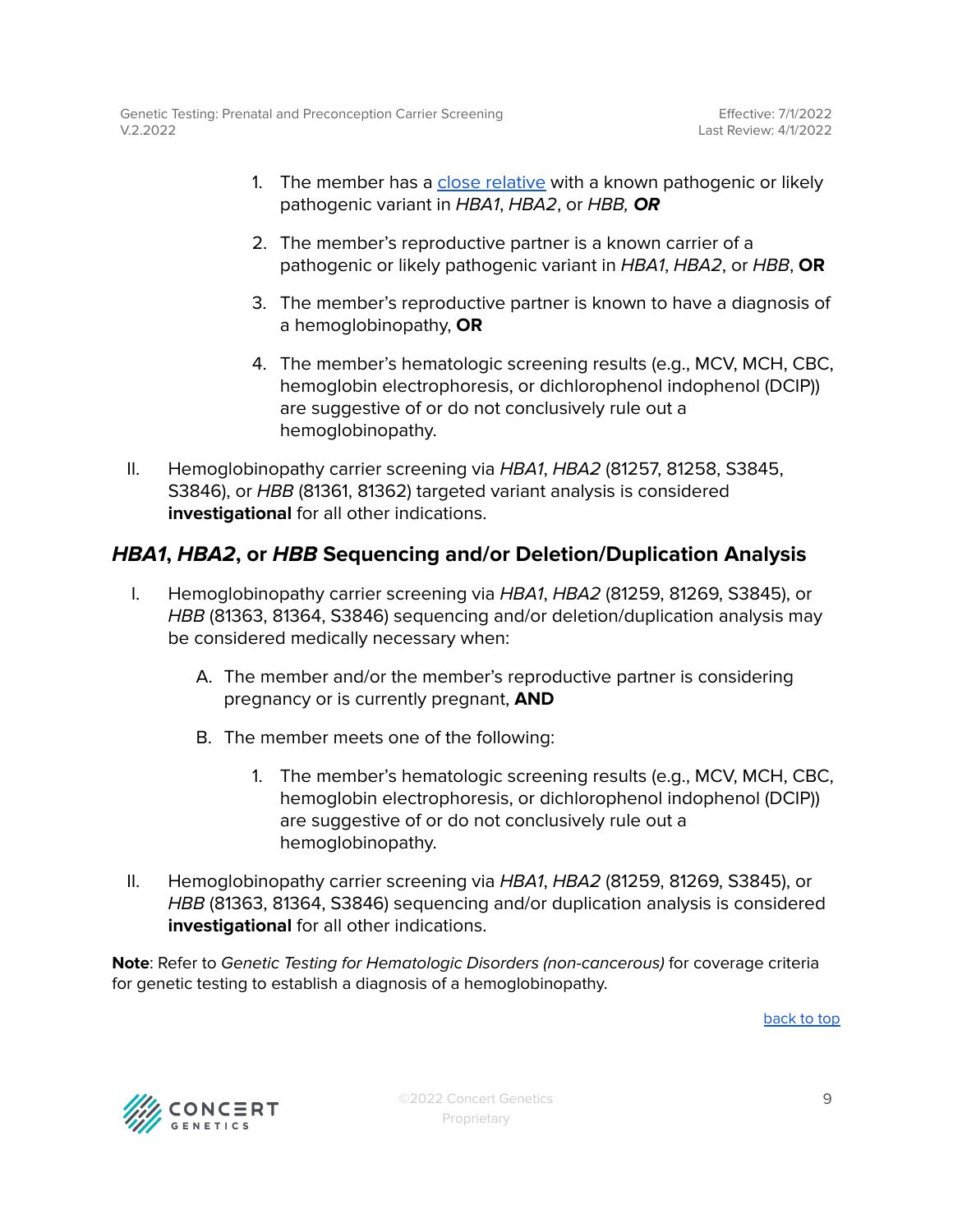1. The member has a close relative with a known pathogenic or likely pathogenic variant in *HBA1*, *HBA2*, or *HBB*, ***OR***

2. The member's reproductive partner is a known carrier of a pathogenic or likely pathogenic variant in *HBA1*, *HBA2*, or *HBB*, **OR**

3. The member's reproductive partner is known to have a diagnosis of a hemoglobinopathy, **OR**

4. The member's hematologic screening results (e.g., MCV, MCH, CBC, hemoglobin electrophoresis, or dichlorophenol indophenol (DCIP)) are suggestive of or do not conclusively rule out a hemoglobinopathy.

II. Hemoglobinopathy carrier screening via *HBA1*, *HBA2* (81257, 81258, S3845, S3846), or *HBB* (81361, 81362) targeted variant analysis is considered **investigational** for all other indications.

## *HBA1*, *HBA2*, or *HBB* Sequencing and/or Deletion/Duplication Analysis

I. Hemoglobinopathy carrier screening via *HBA1*, *HBA2* (81259, 81269, S3845), or *HBB* (81363, 81364, S3846) sequencing and/or deletion/duplication analysis may be considered medically necessary when:

   A. The member and/or the member's reproductive partner is considering pregnancy or is currently pregnant, **AND**

   B. The member meets one of the following:

      1. The member's hematologic screening results (e.g., MCV, MCH, CBC, hemoglobin electrophoresis, or dichlorophenol indophenol (DCIP)) are suggestive of or do not conclusively rule out a hemoglobinopathy.

II. Hemoglobinopathy carrier screening via *HBA1*, *HBA2* (81259, 81269, S3845), or *HBB* (81363, 81364, S3846) sequencing and/or duplication analysis is considered **investigational** for all other indications.

**Note**: Refer to *Genetic Testing for Hematologic Disorders (non-cancerous)* for coverage criteria for genetic testing to establish a diagnosis of a hemoglobinopathy.

back to top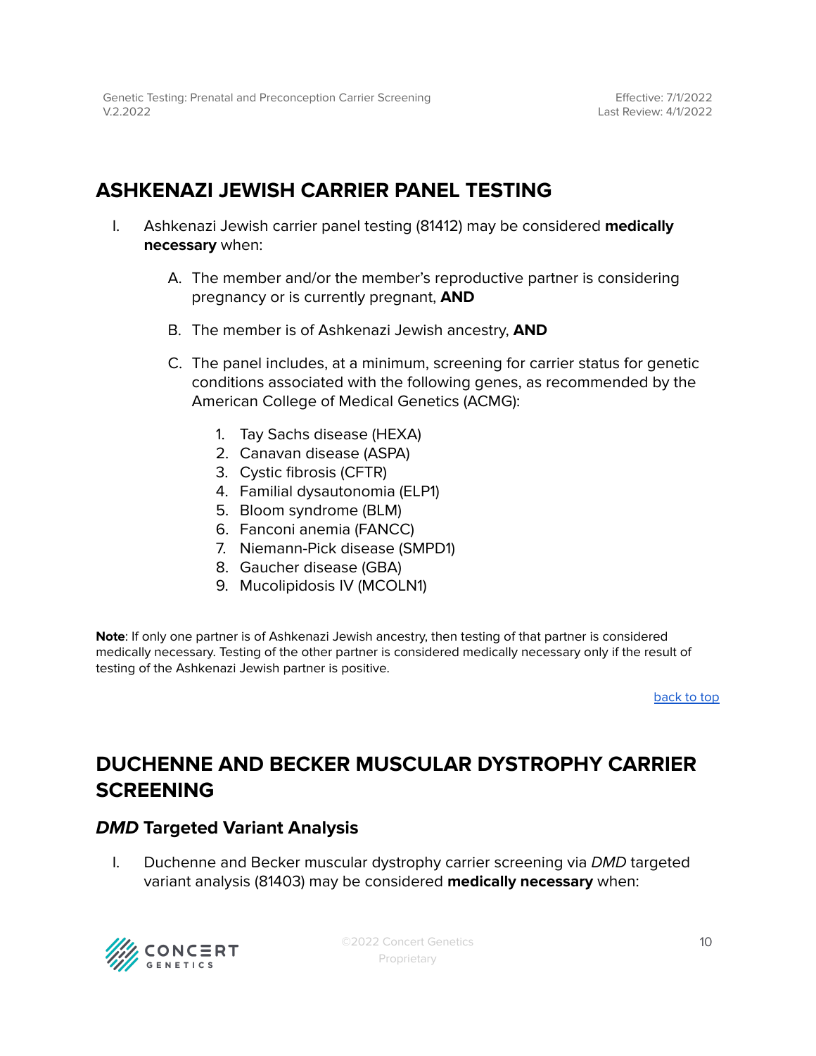## ASHKENAZI JEWISH CARRIER PANEL TESTING

I. Ashkenazi Jewish carrier panel testing (81412) may be considered **medically necessary** when:

   A. The member and/or the member's reproductive partner is considering pregnancy or is currently pregnant, **AND**

   B. The member is of Ashkenazi Jewish ancestry, **AND**

   C. The panel includes, at a minimum, screening for carrier status for genetic conditions associated with the following genes, as recommended by the American College of Medical Genetics (ACMG):

      1. Tay Sachs disease (HEXA)
      2. Canavan disease (ASPA)
      3. Cystic fibrosis (CFTR)
      4. Familial dysautonomia (ELP1)
      5. Bloom syndrome (BLM)
      6. Fanconi anemia (FANCC)
      7. Niemann-Pick disease (SMPD1)
      8. Gaucher disease (GBA)
      9. Mucolipidosis IV (MCOLN1)

**Note**: If only one partner is of Ashkenazi Jewish ancestry, then testing of that partner is considered medically necessary. Testing of the other partner is considered medically necessary only if the result of testing of the Ashkenazi Jewish partner is positive.

back to top

## DUCHENNE AND BECKER MUSCULAR DYSTROPHY CARRIER SCREENING

### *DMD* Targeted Variant Analysis

I. Duchenne and Becker muscular dystrophy carrier screening via *DMD* targeted variant analysis (81403) may be considered **medically necessary** when: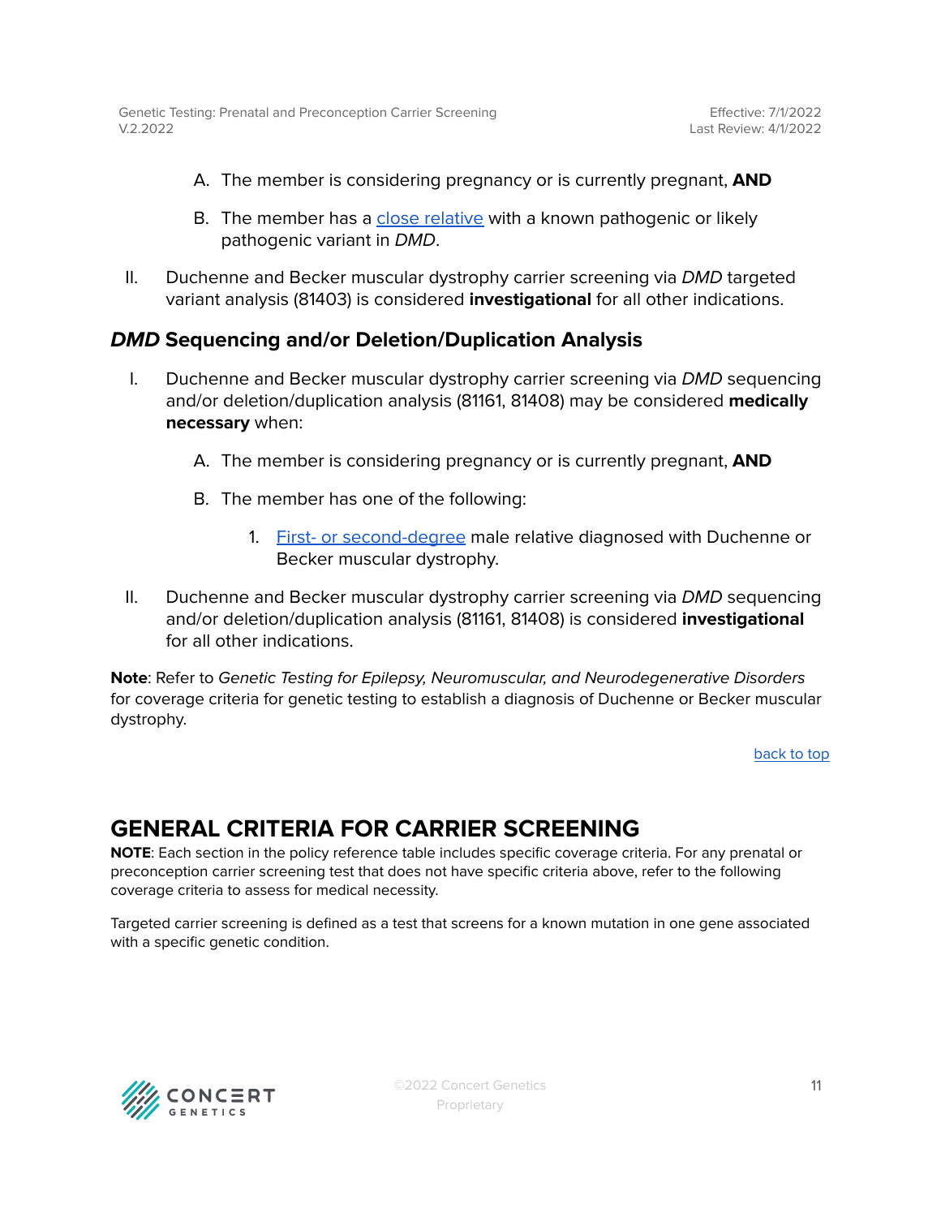A. The member is considering pregnancy or is currently pregnant, **AND**

B. The member has a close relative with a known pathogenic or likely pathogenic variant in *DMD*.

II. Duchenne and Becker muscular dystrophy carrier screening via *DMD* targeted variant analysis (81403) is considered **investigational** for all other indications.

### *DMD* Sequencing and/or Deletion/Duplication Analysis

I. Duchenne and Becker muscular dystrophy carrier screening via *DMD* sequencing and/or deletion/duplication analysis (81161, 81408) may be considered **medically necessary** when:

   A. The member is considering pregnancy or is currently pregnant, **AND**

   B. The member has one of the following:

      1. First- or second-degree male relative diagnosed with Duchenne or Becker muscular dystrophy.

II. Duchenne and Becker muscular dystrophy carrier screening via *DMD* sequencing and/or deletion/duplication analysis (81161, 81408) is considered **investigational** for all other indications.

**Note**: Refer to *Genetic Testing for Epilepsy, Neuromuscular, and Neurodegenerative Disorders* for coverage criteria for genetic testing to establish a diagnosis of Duchenne or Becker muscular dystrophy.

back to top

## GENERAL CRITERIA FOR CARRIER SCREENING

**NOTE**: Each section in the policy reference table includes specific coverage criteria. For any prenatal or preconception carrier screening test that does not have specific criteria above, refer to the following coverage criteria to assess for medical necessity.

Targeted carrier screening is defined as a test that screens for a known mutation in one gene associated with a specific genetic condition.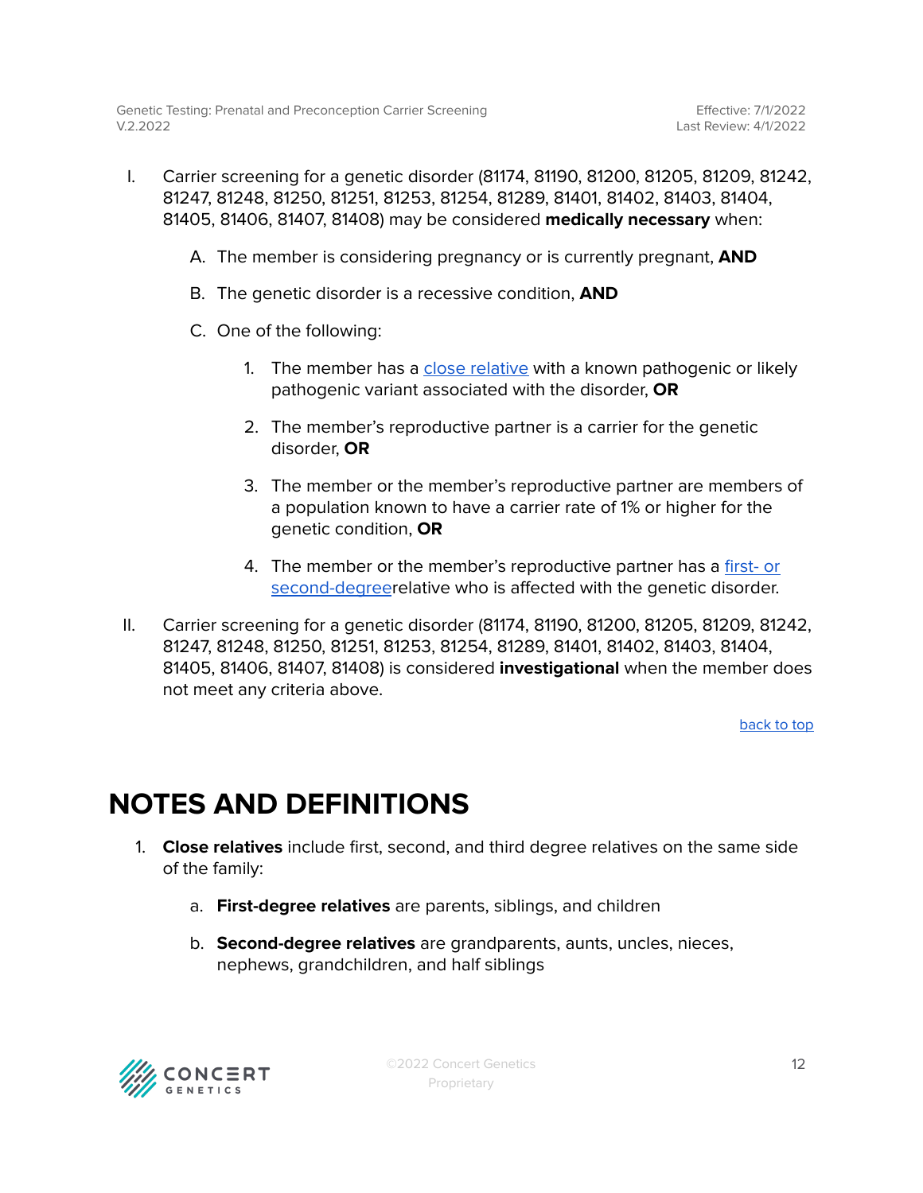I. Carrier screening for a genetic disorder (81174, 81190, 81200, 81205, 81209, 81242, 81247, 81248, 81250, 81251, 81253, 81254, 81289, 81401, 81402, 81403, 81404, 81405, 81406, 81407, 81408) may be considered **medically necessary** when:

   A. The member is considering pregnancy or is currently pregnant, **AND**

   B. The genetic disorder is a recessive condition, **AND**

   C. One of the following:

      1. The member has a close relative with a known pathogenic or likely pathogenic variant associated with the disorder, **OR**

      2. The member's reproductive partner is a carrier for the genetic disorder, **OR**

      3. The member or the member's reproductive partner are members of a population known to have a carrier rate of 1% or higher for the genetic condition, **OR**

      4. The member or the member's reproductive partner has a first- or second-degreerelative who is affected with the genetic disorder.

II. Carrier screening for a genetic disorder (81174, 81190, 81200, 81205, 81209, 81242, 81247, 81248, 81250, 81251, 81253, 81254, 81289, 81401, 81402, 81403, 81404, 81405, 81406, 81407, 81408) is considered **investigational** when the member does not meet any criteria above.

back to top

# NOTES AND DEFINITIONS

1. **Close relatives** include first, second, and third degree relatives on the same side of the family:

   a. **First-degree relatives** are parents, siblings, and children

   b. **Second-degree relatives** are grandparents, aunts, uncles, nieces, nephews, grandchildren, and half siblings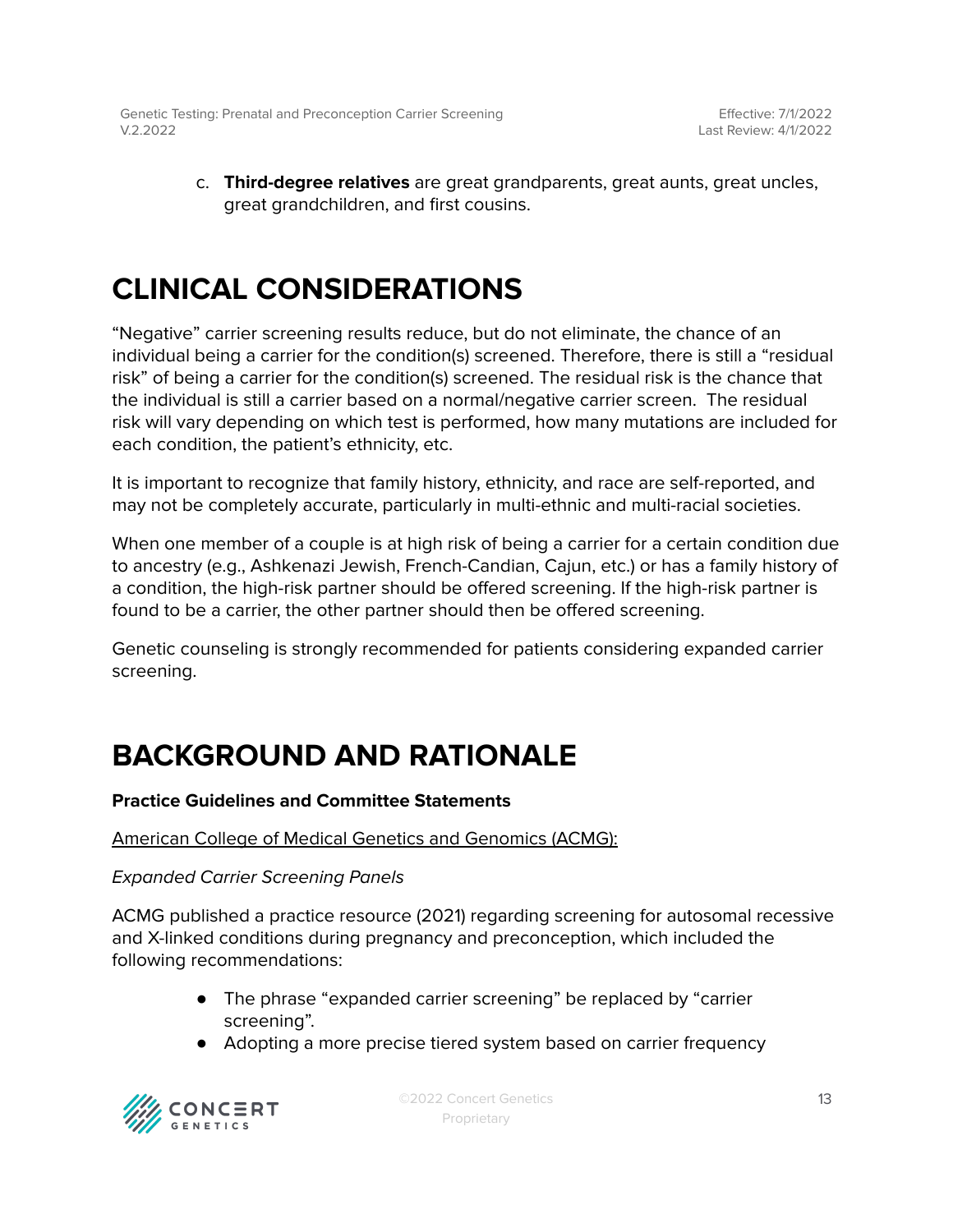c. **Third-degree relatives** are great grandparents, great aunts, great uncles, great grandchildren, and first cousins.

# CLINICAL CONSIDERATIONS

"Negative" carrier screening results reduce, but do not eliminate, the chance of an individual being a carrier for the condition(s) screened. Therefore, there is still a "residual risk" of being a carrier for the condition(s) screened. The residual risk is the chance that the individual is still a carrier based on a normal/negative carrier screen. The residual risk will vary depending on which test is performed, how many mutations are included for each condition, the patient's ethnicity, etc.

It is important to recognize that family history, ethnicity, and race are self-reported, and may not be completely accurate, particularly in multi-ethnic and multi-racial societies.

When one member of a couple is at high risk of being a carrier for a certain condition due to ancestry (e.g., Ashkenazi Jewish, French-Candian, Cajun, etc.) or has a family history of a condition, the high-risk partner should be offered screening. If the high-risk partner is found to be a carrier, the other partner should then be offered screening.

Genetic counseling is strongly recommended for patients considering expanded carrier screening.

# BACKGROUND AND RATIONALE

**Practice Guidelines and Committee Statements**

American College of Medical Genetics and Genomics (ACMG):

*Expanded Carrier Screening Panels*

ACMG published a practice resource (2021) regarding screening for autosomal recessive and X-linked conditions during pregnancy and preconception, which included the following recommendations:

- The phrase "expanded carrier screening" be replaced by "carrier screening".
- Adopting a more precise tiered system based on carrier frequency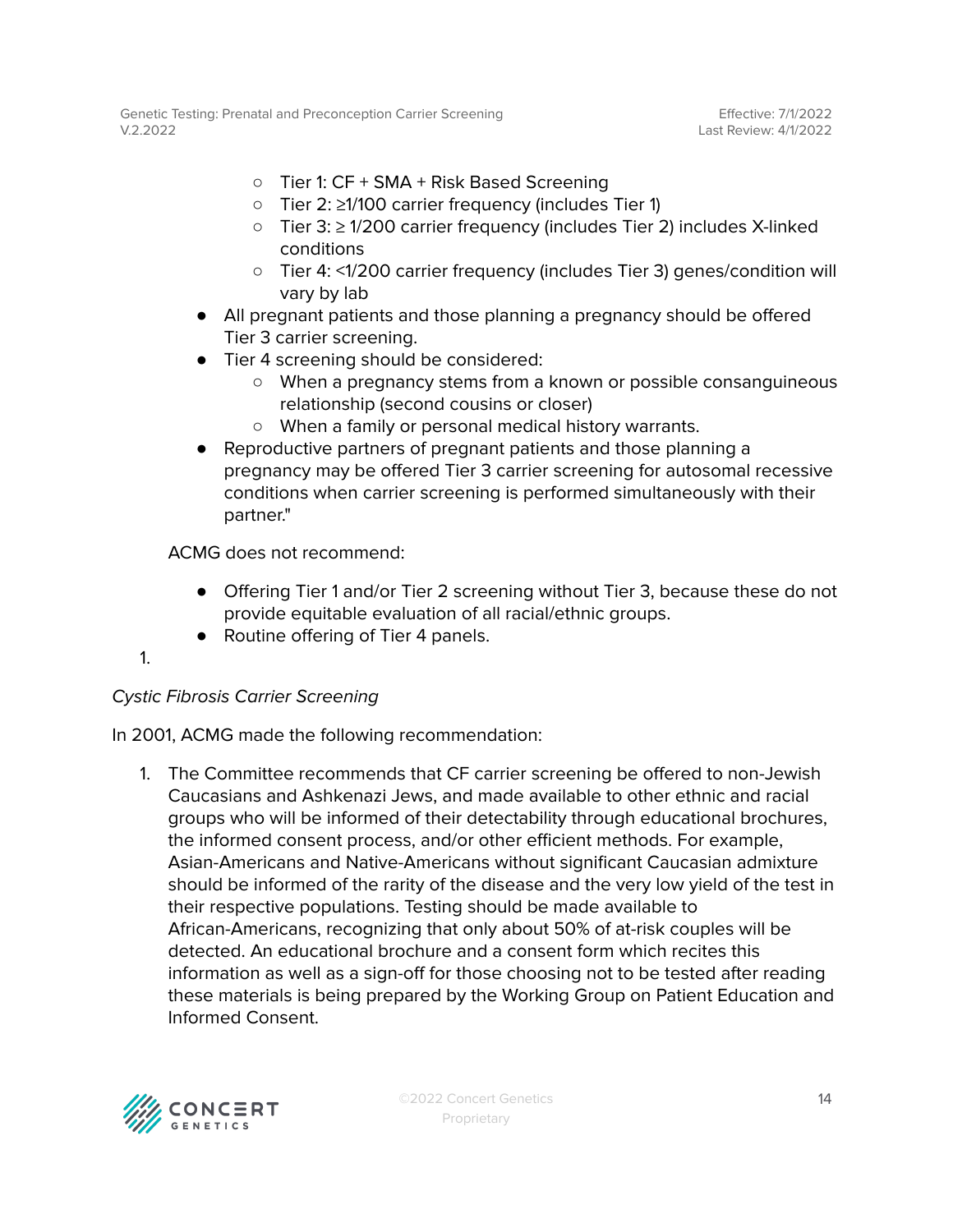- Tier 1: CF + SMA + Risk Based Screening
    - Tier 2: ≥1/100 carrier frequency (includes Tier 1)
    - Tier 3: ≥ 1/200 carrier frequency (includes Tier 2) includes X-linked conditions
    - Tier 4: <1/200 carrier frequency (includes Tier 3) genes/condition will vary by lab
- All pregnant patients and those planning a pregnancy should be offered Tier 3 carrier screening.
- Tier 4 screening should be considered:
    - When a pregnancy stems from a known or possible consanguineous relationship (second cousins or closer)
    - When a family or personal medical history warrants.
- Reproductive partners of pregnant patients and those planning a pregnancy may be offered Tier 3 carrier screening for autosomal recessive conditions when carrier screening is performed simultaneously with their partner."

ACMG does not recommend:

- Offering Tier 1 and/or Tier 2 screening without Tier 3, because these do not provide equitable evaluation of all racial/ethnic groups.
- Routine offering of Tier 4 panels.

1.

*Cystic Fibrosis Carrier Screening*

In 2001, ACMG made the following recommendation:

1. The Committee recommends that CF carrier screening be offered to non-Jewish Caucasians and Ashkenazi Jews, and made available to other ethnic and racial groups who will be informed of their detectability through educational brochures, the informed consent process, and/or other efficient methods. For example, Asian-Americans and Native-Americans without significant Caucasian admixture should be informed of the rarity of the disease and the very low yield of the test in their respective populations. Testing should be made available to African-Americans, recognizing that only about 50% of at-risk couples will be detected. An educational brochure and a consent form which recites this information as well as a sign-off for those choosing not to be tested after reading these materials is being prepared by the Working Group on Patient Education and Informed Consent.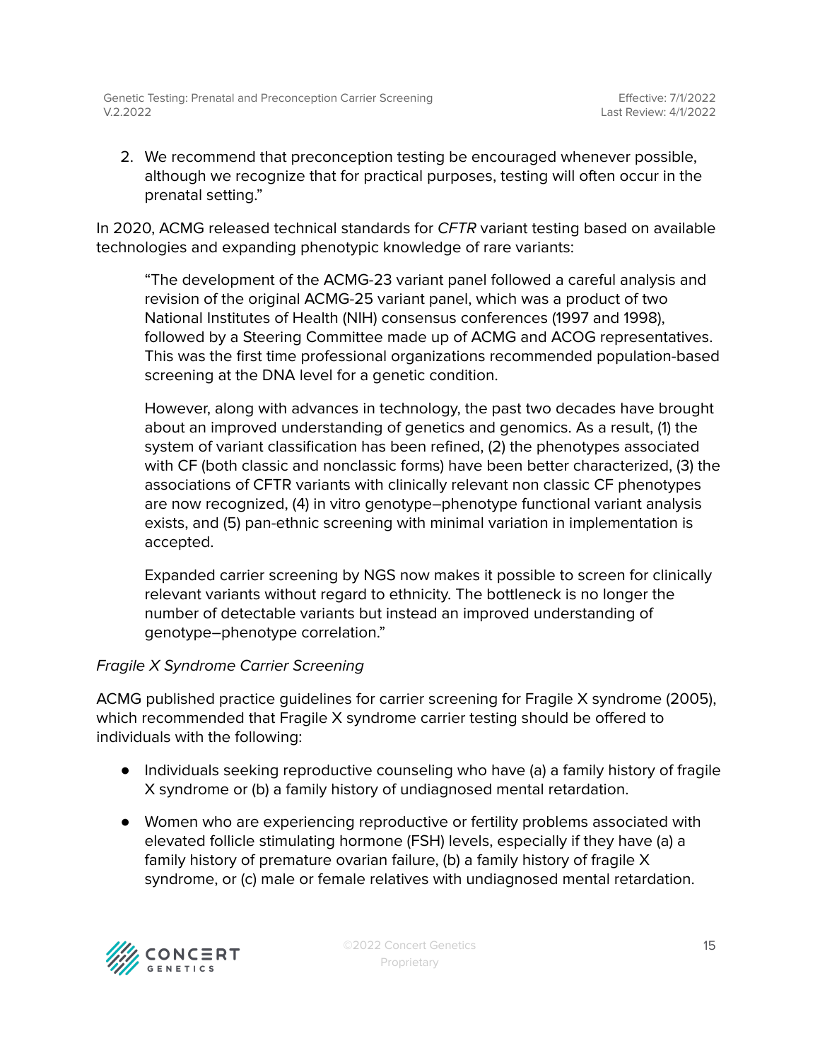2. We recommend that preconception testing be encouraged whenever possible, although we recognize that for practical purposes, testing will often occur in the prenatal setting."

In 2020, ACMG released technical standards for *CFTR* variant testing based on available technologies and expanding phenotypic knowledge of rare variants:

> "The development of the ACMG-23 variant panel followed a careful analysis and revision of the original ACMG-25 variant panel, which was a product of two National Institutes of Health (NIH) consensus conferences (1997 and 1998), followed by a Steering Committee made up of ACMG and ACOG representatives. This was the first time professional organizations recommended population-based screening at the DNA level for a genetic condition.
>
> However, along with advances in technology, the past two decades have brought about an improved understanding of genetics and genomics. As a result, (1) the system of variant classification has been refined, (2) the phenotypes associated with CF (both classic and nonclassic forms) have been better characterized, (3) the associations of CFTR variants with clinically relevant non classic CF phenotypes are now recognized, (4) in vitro genotype–phenotype functional variant analysis exists, and (5) pan-ethnic screening with minimal variation in implementation is accepted.
>
> Expanded carrier screening by NGS now makes it possible to screen for clinically relevant variants without regard to ethnicity. The bottleneck is no longer the number of detectable variants but instead an improved understanding of genotype–phenotype correlation."

*Fragile X Syndrome Carrier Screening*

ACMG published practice guidelines for carrier screening for Fragile X syndrome (2005), which recommended that Fragile X syndrome carrier testing should be offered to individuals with the following:

- Individuals seeking reproductive counseling who have (a) a family history of fragile X syndrome or (b) a family history of undiagnosed mental retardation.
- Women who are experiencing reproductive or fertility problems associated with elevated follicle stimulating hormone (FSH) levels, especially if they have (a) a family history of premature ovarian failure, (b) a family history of fragile X syndrome, or (c) male or female relatives with undiagnosed mental retardation.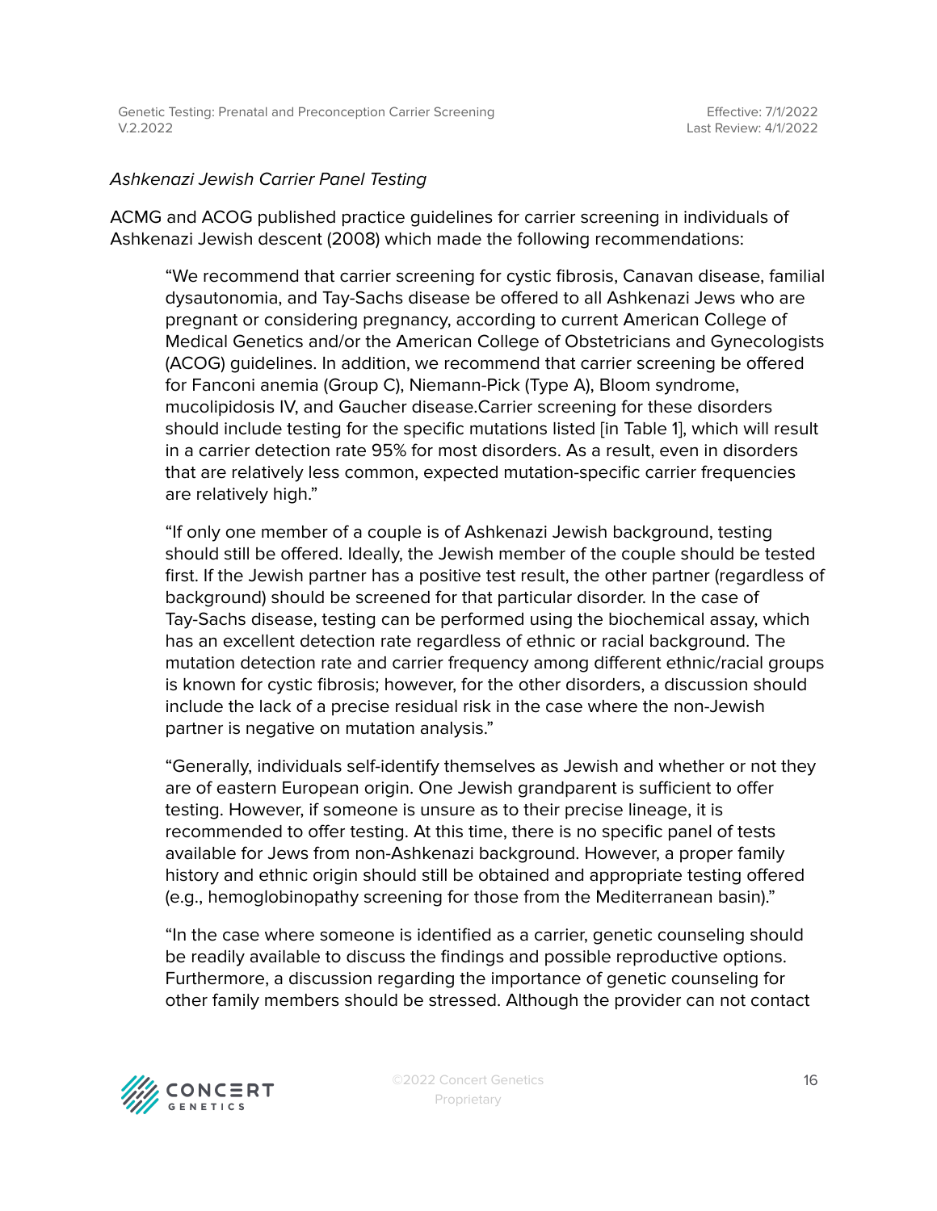*Ashkenazi Jewish Carrier Panel Testing*

ACMG and ACOG published practice guidelines for carrier screening in individuals of Ashkenazi Jewish descent (2008) which made the following recommendations:

> "We recommend that carrier screening for cystic fibrosis, Canavan disease, familial dysautonomia, and Tay-Sachs disease be offered to all Ashkenazi Jews who are pregnant or considering pregnancy, according to current American College of Medical Genetics and/or the American College of Obstetricians and Gynecologists (ACOG) guidelines. In addition, we recommend that carrier screening be offered for Fanconi anemia (Group C), Niemann-Pick (Type A), Bloom syndrome, mucolipidosis IV, and Gaucher disease.Carrier screening for these disorders should include testing for the specific mutations listed [in Table 1], which will result in a carrier detection rate 95% for most disorders. As a result, even in disorders that are relatively less common, expected mutation-specific carrier frequencies are relatively high."
>
> "If only one member of a couple is of Ashkenazi Jewish background, testing should still be offered. Ideally, the Jewish member of the couple should be tested first. If the Jewish partner has a positive test result, the other partner (regardless of background) should be screened for that particular disorder. In the case of Tay-Sachs disease, testing can be performed using the biochemical assay, which has an excellent detection rate regardless of ethnic or racial background. The mutation detection rate and carrier frequency among different ethnic/racial groups is known for cystic fibrosis; however, for the other disorders, a discussion should include the lack of a precise residual risk in the case where the non-Jewish partner is negative on mutation analysis."
>
> "Generally, individuals self-identify themselves as Jewish and whether or not they are of eastern European origin. One Jewish grandparent is sufficient to offer testing. However, if someone is unsure as to their precise lineage, it is recommended to offer testing. At this time, there is no specific panel of tests available for Jews from non-Ashkenazi background. However, a proper family history and ethnic origin should still be obtained and appropriate testing offered (e.g., hemoglobinopathy screening for those from the Mediterranean basin)."
>
> "In the case where someone is identified as a carrier, genetic counseling should be readily available to discuss the findings and possible reproductive options. Furthermore, a discussion regarding the importance of genetic counseling for other family members should be stressed. Although the provider can not contact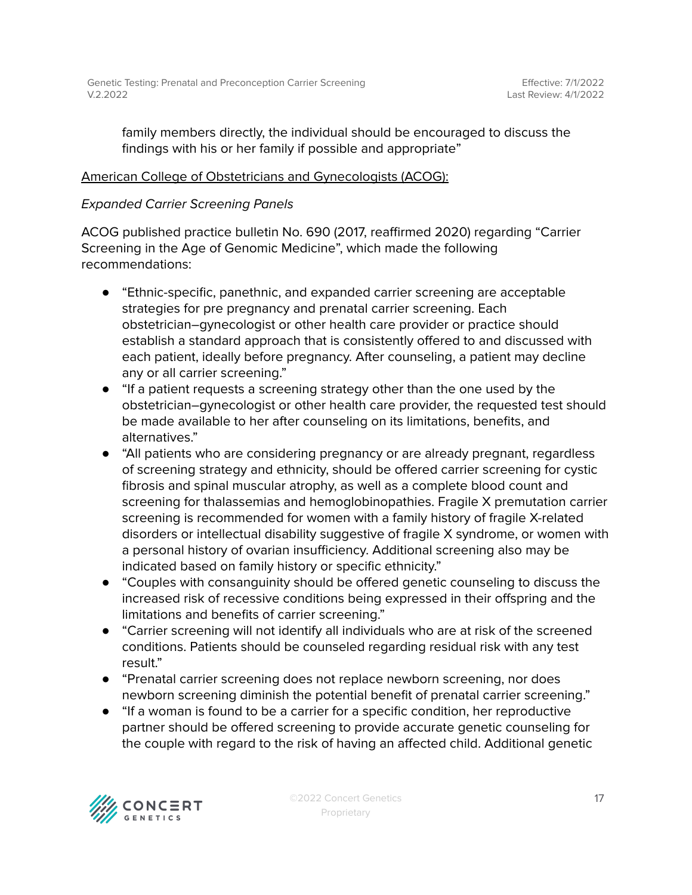family members directly, the individual should be encouraged to discuss the findings with his or her family if possible and appropriate"

American College of Obstetricians and Gynecologists (ACOG):

*Expanded Carrier Screening Panels*

ACOG published practice bulletin No. 690 (2017, reaffirmed 2020) regarding "Carrier Screening in the Age of Genomic Medicine", which made the following recommendations:

- "Ethnic-specific, panethnic, and expanded carrier screening are acceptable strategies for pre pregnancy and prenatal carrier screening. Each obstetrician–gynecologist or other health care provider or practice should establish a standard approach that is consistently offered to and discussed with each patient, ideally before pregnancy. After counseling, a patient may decline any or all carrier screening."
- "If a patient requests a screening strategy other than the one used by the obstetrician–gynecologist or other health care provider, the requested test should be made available to her after counseling on its limitations, benefits, and alternatives."
- "All patients who are considering pregnancy or are already pregnant, regardless of screening strategy and ethnicity, should be offered carrier screening for cystic fibrosis and spinal muscular atrophy, as well as a complete blood count and screening for thalassemias and hemoglobinopathies. Fragile X premutation carrier screening is recommended for women with a family history of fragile X-related disorders or intellectual disability suggestive of fragile X syndrome, or women with a personal history of ovarian insufficiency. Additional screening also may be indicated based on family history or specific ethnicity."
- "Couples with consanguinity should be offered genetic counseling to discuss the increased risk of recessive conditions being expressed in their offspring and the limitations and benefits of carrier screening."
- "Carrier screening will not identify all individuals who are at risk of the screened conditions. Patients should be counseled regarding residual risk with any test result."
- "Prenatal carrier screening does not replace newborn screening, nor does newborn screening diminish the potential benefit of prenatal carrier screening."
- "If a woman is found to be a carrier for a specific condition, her reproductive partner should be offered screening to provide accurate genetic counseling for the couple with regard to the risk of having an affected child. Additional genetic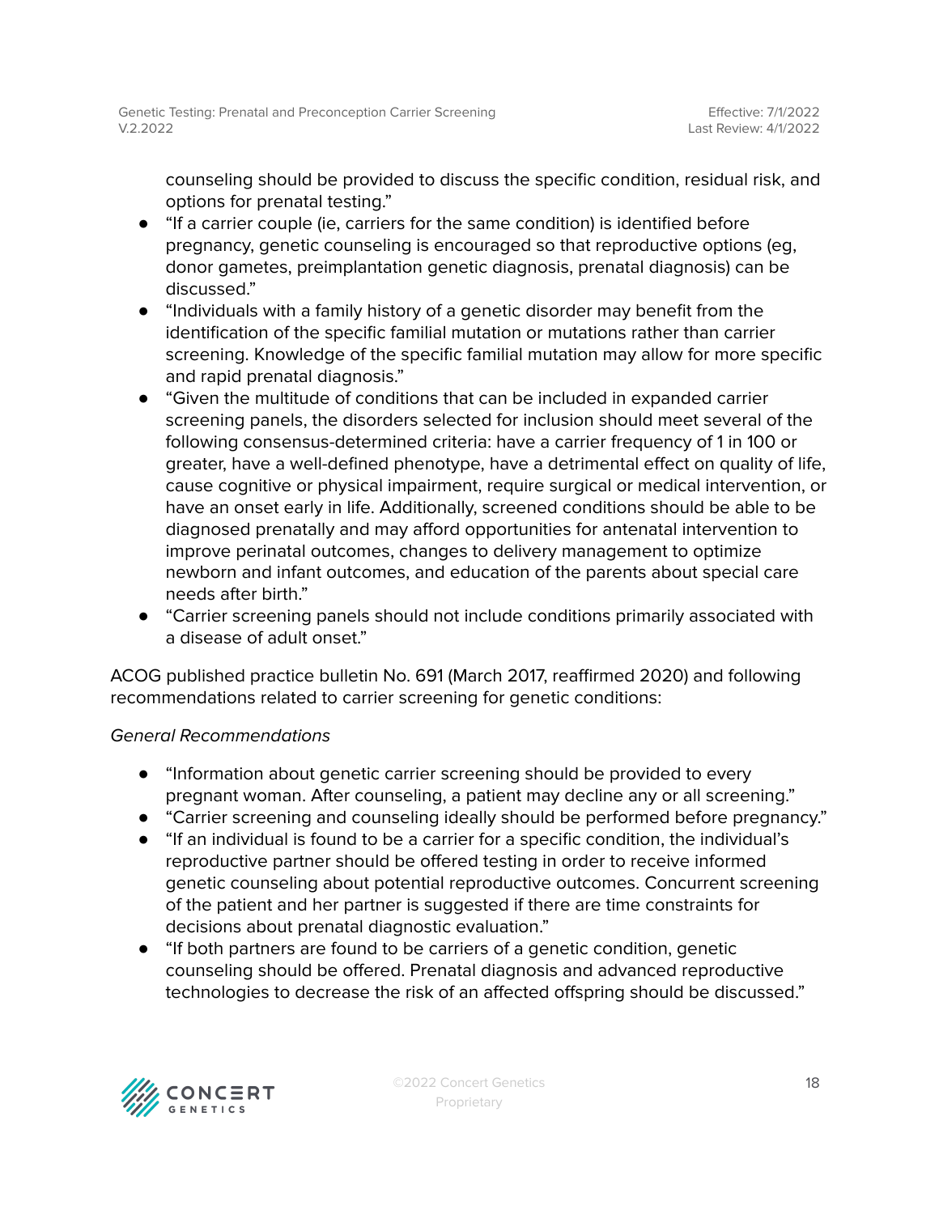counseling should be provided to discuss the specific condition, residual risk, and options for prenatal testing."

- "If a carrier couple (ie, carriers for the same condition) is identified before pregnancy, genetic counseling is encouraged so that reproductive options (eg, donor gametes, preimplantation genetic diagnosis, prenatal diagnosis) can be discussed."
- "Individuals with a family history of a genetic disorder may benefit from the identification of the specific familial mutation or mutations rather than carrier screening. Knowledge of the specific familial mutation may allow for more specific and rapid prenatal diagnosis."
- "Given the multitude of conditions that can be included in expanded carrier screening panels, the disorders selected for inclusion should meet several of the following consensus-determined criteria: have a carrier frequency of 1 in 100 or greater, have a well-defined phenotype, have a detrimental effect on quality of life, cause cognitive or physical impairment, require surgical or medical intervention, or have an onset early in life. Additionally, screened conditions should be able to be diagnosed prenatally and may afford opportunities for antenatal intervention to improve perinatal outcomes, changes to delivery management to optimize newborn and infant outcomes, and education of the parents about special care needs after birth."
- "Carrier screening panels should not include conditions primarily associated with a disease of adult onset."

ACOG published practice bulletin No. 691 (March 2017, reaffirmed 2020) and following recommendations related to carrier screening for genetic conditions:

*General Recommendations*

- "Information about genetic carrier screening should be provided to every pregnant woman. After counseling, a patient may decline any or all screening."
- "Carrier screening and counseling ideally should be performed before pregnancy."
- "If an individual is found to be a carrier for a specific condition, the individual's reproductive partner should be offered testing in order to receive informed genetic counseling about potential reproductive outcomes. Concurrent screening of the patient and her partner is suggested if there are time constraints for decisions about prenatal diagnostic evaluation."
- "If both partners are found to be carriers of a genetic condition, genetic counseling should be offered. Prenatal diagnosis and advanced reproductive technologies to decrease the risk of an affected offspring should be discussed."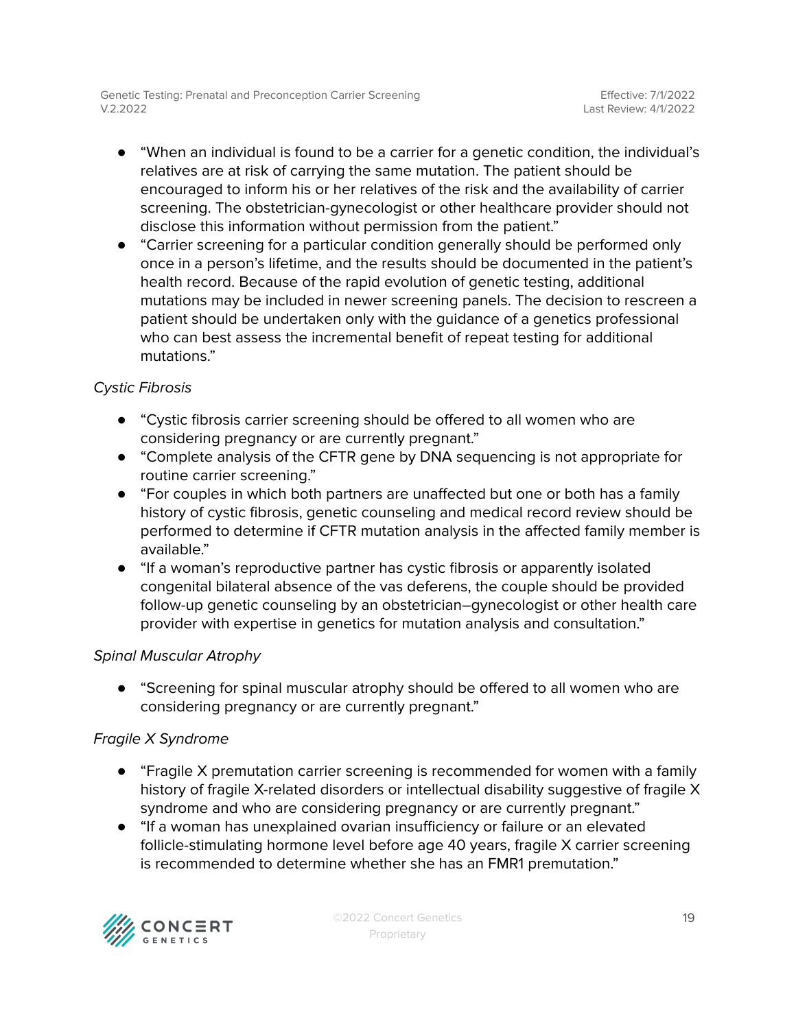- "When an individual is found to be a carrier for a genetic condition, the individual's relatives are at risk of carrying the same mutation. The patient should be encouraged to inform his or her relatives of the risk and the availability of carrier screening. The obstetrician-gynecologist or other healthcare provider should not disclose this information without permission from the patient."
- "Carrier screening for a particular condition generally should be performed only once in a person's lifetime, and the results should be documented in the patient's health record. Because of the rapid evolution of genetic testing, additional mutations may be included in newer screening panels. The decision to rescreen a patient should be undertaken only with the guidance of a genetics professional who can best assess the incremental benefit of repeat testing for additional mutations."

*Cystic Fibrosis*

- "Cystic fibrosis carrier screening should be offered to all women who are considering pregnancy or are currently pregnant."
- "Complete analysis of the CFTR gene by DNA sequencing is not appropriate for routine carrier screening."
- "For couples in which both partners are unaffected but one or both has a family history of cystic fibrosis, genetic counseling and medical record review should be performed to determine if CFTR mutation analysis in the affected family member is available."
- "If a woman's reproductive partner has cystic fibrosis or apparently isolated congenital bilateral absence of the vas deferens, the couple should be provided follow-up genetic counseling by an obstetrician–gynecologist or other health care provider with expertise in genetics for mutation analysis and consultation."

*Spinal Muscular Atrophy*

- "Screening for spinal muscular atrophy should be offered to all women who are considering pregnancy or are currently pregnant."

*Fragile X Syndrome*

- "Fragile X premutation carrier screening is recommended for women with a family history of fragile X-related disorders or intellectual disability suggestive of fragile X syndrome and who are considering pregnancy or are currently pregnant."
- "If a woman has unexplained ovarian insufficiency or failure or an elevated follicle-stimulating hormone level before age 40 years, fragile X carrier screening is recommended to determine whether she has an FMR1 premutation."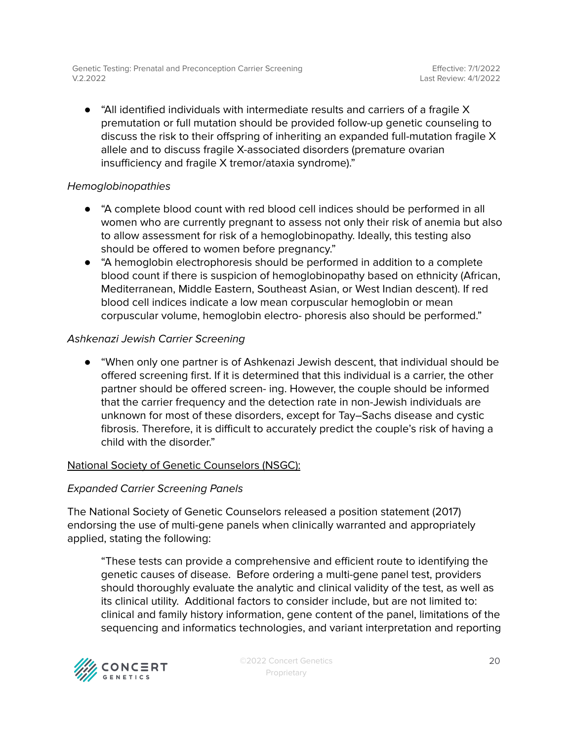- "All identified individuals with intermediate results and carriers of a fragile X premutation or full mutation should be provided follow-up genetic counseling to discuss the risk to their offspring of inheriting an expanded full-mutation fragile X allele and to discuss fragile X-associated disorders (premature ovarian insufficiency and fragile X tremor/ataxia syndrome)."

*Hemoglobinopathies*

- "A complete blood count with red blood cell indices should be performed in all women who are currently pregnant to assess not only their risk of anemia but also to allow assessment for risk of a hemoglobinopathy. Ideally, this testing also should be offered to women before pregnancy."
- "A hemoglobin electrophoresis should be performed in addition to a complete blood count if there is suspicion of hemoglobinopathy based on ethnicity (African, Mediterranean, Middle Eastern, Southeast Asian, or West Indian descent). If red blood cell indices indicate a low mean corpuscular hemoglobin or mean corpuscular volume, hemoglobin electro- phoresis also should be performed."

*Ashkenazi Jewish Carrier Screening*

- "When only one partner is of Ashkenazi Jewish descent, that individual should be offered screening first. If it is determined that this individual is a carrier, the other partner should be offered screen- ing. However, the couple should be informed that the carrier frequency and the detection rate in non-Jewish individuals are unknown for most of these disorders, except for Tay–Sachs disease and cystic fibrosis. Therefore, it is difficult to accurately predict the couple's risk of having a child with the disorder."

<u>National Society of Genetic Counselors (NSGC):</u>

*Expanded Carrier Screening Panels*

The National Society of Genetic Counselors released a position statement (2017) endorsing the use of multi-gene panels when clinically warranted and appropriately applied, stating the following:

> "These tests can provide a comprehensive and efficient route to identifying the genetic causes of disease. Before ordering a multi-gene panel test, providers should thoroughly evaluate the analytic and clinical validity of the test, as well as its clinical utility. Additional factors to consider include, but are not limited to: clinical and family history information, gene content of the panel, limitations of the sequencing and informatics technologies, and variant interpretation and reporting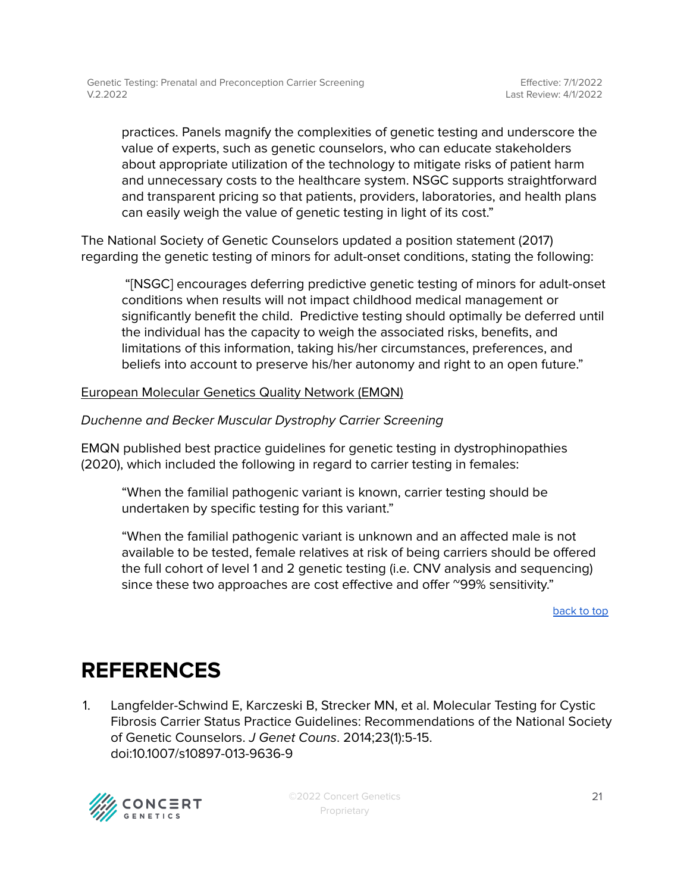practices. Panels magnify the complexities of genetic testing and underscore the value of experts, such as genetic counselors, who can educate stakeholders about appropriate utilization of the technology to mitigate risks of patient harm and unnecessary costs to the healthcare system. NSGC supports straightforward and transparent pricing so that patients, providers, laboratories, and health plans can easily weigh the value of genetic testing in light of its cost."

The National Society of Genetic Counselors updated a position statement (2017) regarding the genetic testing of minors for adult-onset conditions, stating the following:

> "[NSGC] encourages deferring predictive genetic testing of minors for adult-onset conditions when results will not impact childhood medical management or significantly benefit the child. Predictive testing should optimally be deferred until the individual has the capacity to weigh the associated risks, benefits, and limitations of this information, taking his/her circumstances, preferences, and beliefs into account to preserve his/her autonomy and right to an open future."

European Molecular Genetics Quality Network (EMQN)

*Duchenne and Becker Muscular Dystrophy Carrier Screening*

EMQN published best practice guidelines for genetic testing in dystrophinopathies (2020), which included the following in regard to carrier testing in females:

> "When the familial pathogenic variant is known, carrier testing should be undertaken by specific testing for this variant."
>
> "When the familial pathogenic variant is unknown and an affected male is not available to be tested, female relatives at risk of being carriers should be offered the full cohort of level 1 and 2 genetic testing (i.e. CNV analysis and sequencing) since these two approaches are cost effective and offer ~99% sensitivity."

back to top

# REFERENCES

1. Langfelder-Schwind E, Karczeski B, Strecker MN, et al. Molecular Testing for Cystic Fibrosis Carrier Status Practice Guidelines: Recommendations of the National Society of Genetic Counselors. *J Genet Couns*. 2014;23(1):5-15. doi:10.1007/s10897-013-9636-9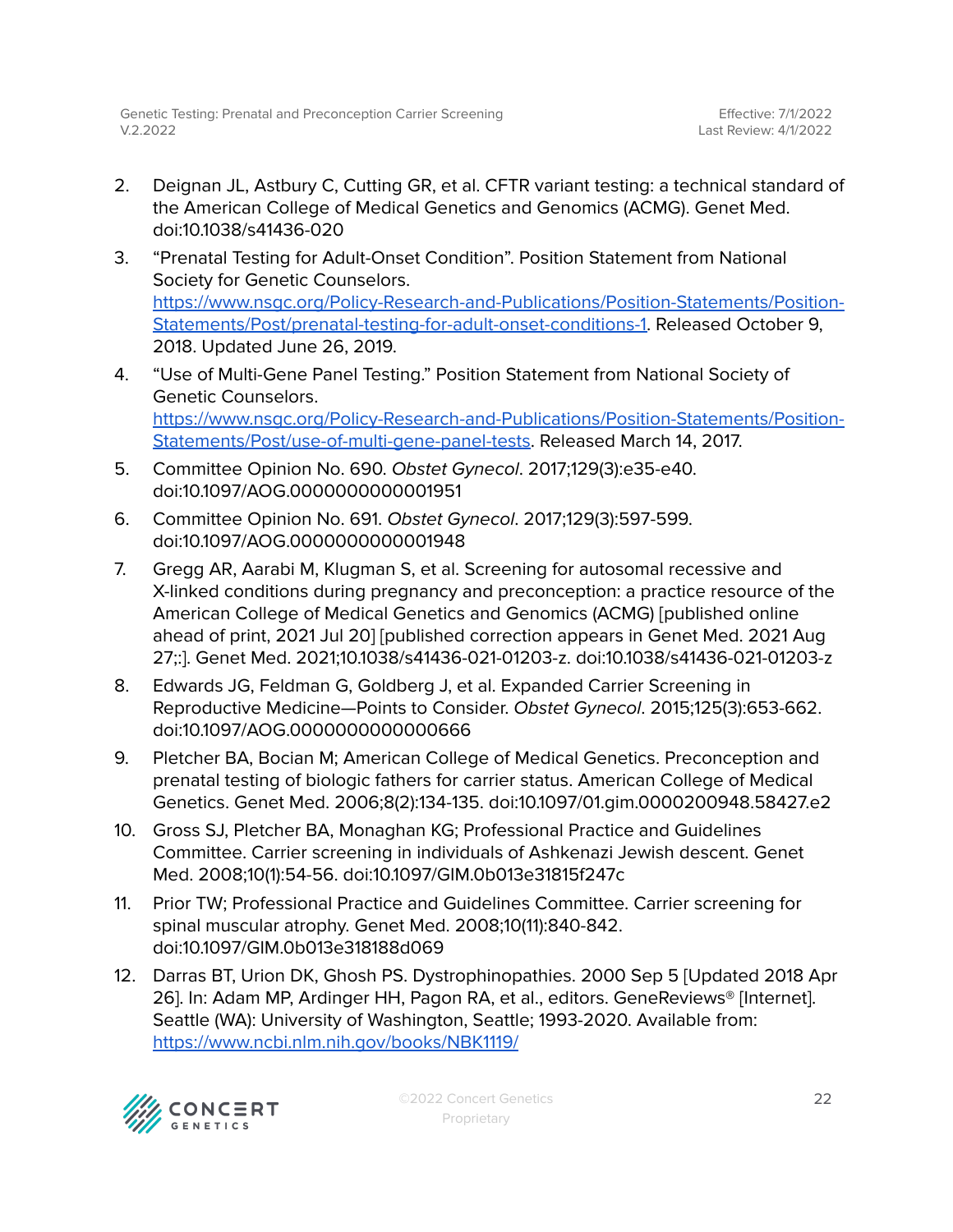2. Deignan JL, Astbury C, Cutting GR, et al. CFTR variant testing: a technical standard of the American College of Medical Genetics and Genomics (ACMG). Genet Med. doi:10.1038/s41436-020
3. "Prenatal Testing for Adult-Onset Condition". Position Statement from National Society for Genetic Counselors. [https://www.nsgc.org/Policy-Research-and-Publications/Position-Statements/Position-Statements/Post/prenatal-testing-for-adult-onset-conditions-1](https://www.nsgc.org/Policy-Research-and-Publications/Position-Statements/Position-Statements/Post/prenatal-testing-for-adult-onset-conditions-1). Released October 9, 2018. Updated June 26, 2019.
4. "Use of Multi-Gene Panel Testing." Position Statement from National Society of Genetic Counselors. [https://www.nsgc.org/Policy-Research-and-Publications/Position-Statements/Position-Statements/Post/use-of-multi-gene-panel-tests](https://www.nsgc.org/Policy-Research-and-Publications/Position-Statements/Position-Statements/Post/use-of-multi-gene-panel-tests). Released March 14, 2017.
5. Committee Opinion No. 690. *Obstet Gynecol*. 2017;129(3):e35-e40. doi:10.1097/AOG.0000000000001951
6. Committee Opinion No. 691. *Obstet Gynecol*. 2017;129(3):597-599. doi:10.1097/AOG.0000000000001948
7. Gregg AR, Aarabi M, Klugman S, et al. Screening for autosomal recessive and X-linked conditions during pregnancy and preconception: a practice resource of the American College of Medical Genetics and Genomics (ACMG) [published online ahead of print, 2021 Jul 20] [published correction appears in Genet Med. 2021 Aug 27;:]. Genet Med. 2021;10.1038/s41436-021-01203-z. doi:10.1038/s41436-021-01203-z
8. Edwards JG, Feldman G, Goldberg J, et al. Expanded Carrier Screening in Reproductive Medicine—Points to Consider. *Obstet Gynecol*. 2015;125(3):653-662. doi:10.1097/AOG.0000000000000666
9. Pletcher BA, Bocian M; American College of Medical Genetics. Preconception and prenatal testing of biologic fathers for carrier status. American College of Medical Genetics. Genet Med. 2006;8(2):134-135. doi:10.1097/01.gim.0000200948.58427.e2
10. Gross SJ, Pletcher BA, Monaghan KG; Professional Practice and Guidelines Committee. Carrier screening in individuals of Ashkenazi Jewish descent. Genet Med. 2008;10(1):54-56. doi:10.1097/GIM.0b013e31815f247c
11. Prior TW; Professional Practice and Guidelines Committee. Carrier screening for spinal muscular atrophy. Genet Med. 2008;10(11):840-842. doi:10.1097/GIM.0b013e318188d069
12. Darras BT, Urion DK, Ghosh PS. Dystrophinopathies. 2000 Sep 5 [Updated 2018 Apr 26]. In: Adam MP, Ardinger HH, Pagon RA, et al., editors. GeneReviews® [Internet]. Seattle (WA): University of Washington, Seattle; 1993-2020. Available from: [https://www.ncbi.nlm.nih.gov/books/NBK1119/](https://www.ncbi.nlm.nih.gov/books/NBK1119/)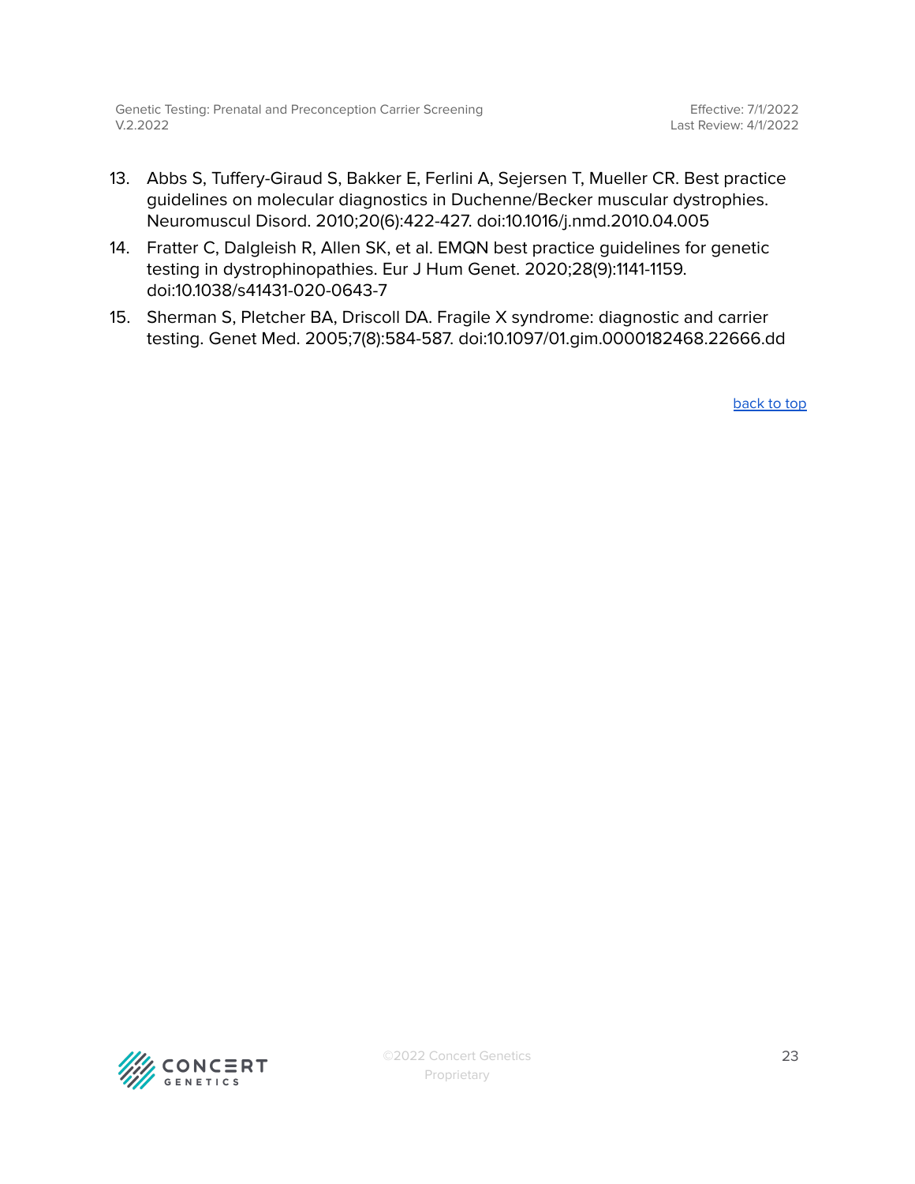13. Abbs S, Tuffery-Giraud S, Bakker E, Ferlini A, Sejersen T, Mueller CR. Best practice guidelines on molecular diagnostics in Duchenne/Becker muscular dystrophies. Neuromuscul Disord. 2010;20(6):422-427. doi:10.1016/j.nmd.2010.04.005
14. Fratter C, Dalgleish R, Allen SK, et al. EMQN best practice guidelines for genetic testing in dystrophinopathies. Eur J Hum Genet. 2020;28(9):1141-1159. doi:10.1038/s41431-020-0643-7
15. Sherman S, Pletcher BA, Driscoll DA. Fragile X syndrome: diagnostic and carrier testing. Genet Med. 2005;7(8):584-587. doi:10.1097/01.gim.0000182468.22666.dd

back to top